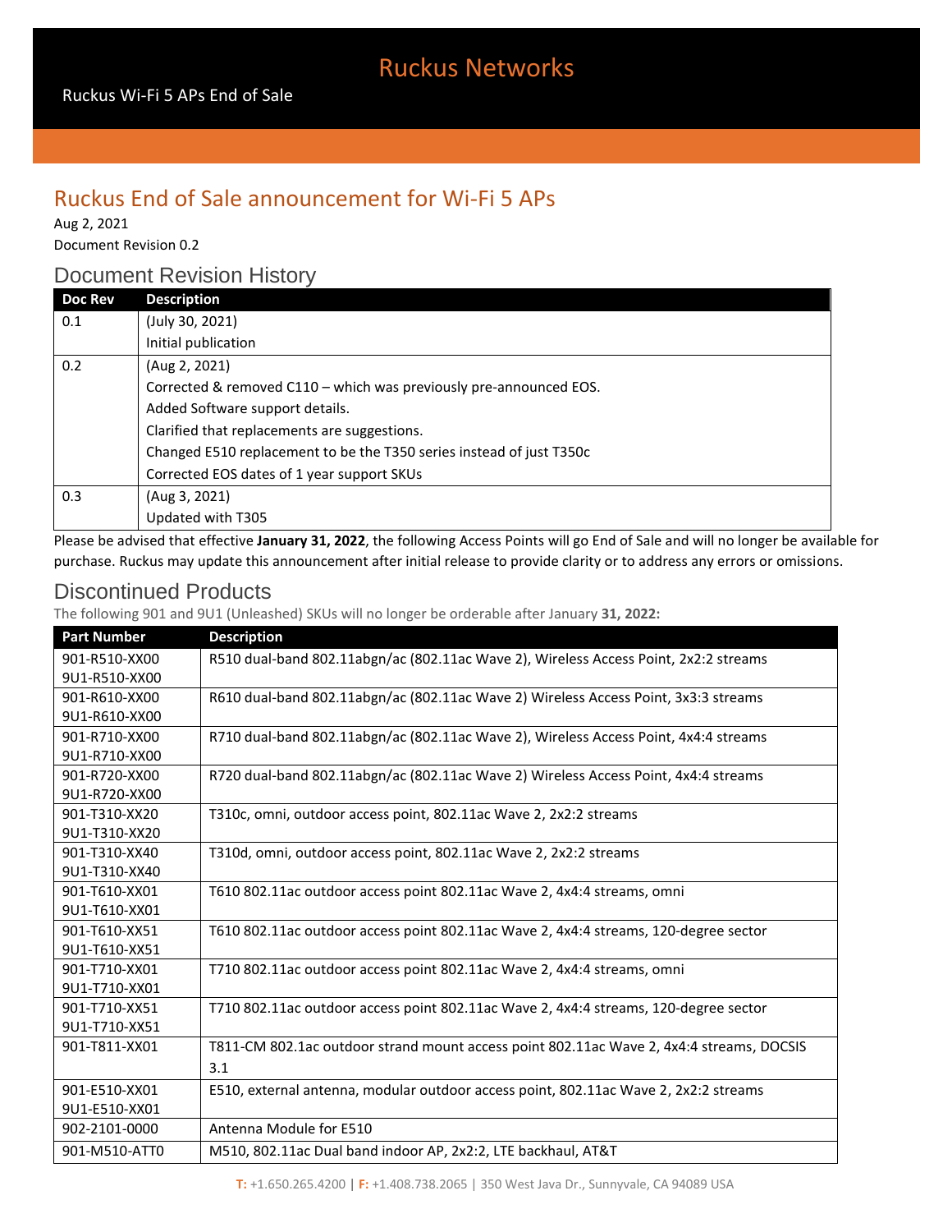Ruckus Networks

Ruckus Wi-Fi 5 APs End of Sale

# Ruckus End of Sale announcement for Wi-Fi 5 APs

Aug 2, 2021

Document Revision 0.2

## Document Revision History

| Doc Rev | Description |
|---|---|
| 0.1 | (July 30, 2021)<br>Initial publication |
| 0.2 | (Aug 2, 2021)<br>Corrected & removed C110 – which was previously pre-announced EOS.<br>Added Software support details.<br>Clarified that replacements are suggestions.<br>Changed E510 replacement to be the T350 series instead of just T350c<br>Corrected EOS dates of 1 year support SKUs |
| 0.3 | (Aug 3, 2021)<br>Updated with T305 |

Please be advised that effective **January 31, 2022**, the following Access Points will go End of Sale and will no longer be available for purchase. Ruckus may update this announcement after initial release to provide clarity or to address any errors or omissions.

## Discontinued Products

The following 901 and 9U1 (Unleashed) SKUs will no longer be orderable after January **31, 2022:**

| Part Number | Description |
|---|---|
| 901-R510-XX00<br>9U1-R510-XX00 | R510 dual-band 802.11abgn/ac (802.11ac Wave 2), Wireless Access Point, 2x2:2 streams |
| 901-R610-XX00<br>9U1-R610-XX00 | R610 dual-band 802.11abgn/ac (802.11ac Wave 2) Wireless Access Point, 3x3:3 streams |
| 901-R710-XX00<br>9U1-R710-XX00 | R710 dual-band 802.11abgn/ac (802.11ac Wave 2), Wireless Access Point, 4x4:4 streams |
| 901-R720-XX00<br>9U1-R720-XX00 | R720 dual-band 802.11abgn/ac (802.11ac Wave 2) Wireless Access Point, 4x4:4 streams |
| 901-T310-XX20<br>9U1-T310-XX20 | T310c, omni, outdoor access point, 802.11ac Wave 2, 2x2:2 streams |
| 901-T310-XX40<br>9U1-T310-XX40 | T310d, omni, outdoor access point, 802.11ac Wave 2, 2x2:2 streams |
| 901-T610-XX01<br>9U1-T610-XX01 | T610 802.11ac outdoor access point 802.11ac Wave 2, 4x4:4 streams, omni |
| 901-T610-XX51<br>9U1-T610-XX51 | T610 802.11ac outdoor access point 802.11ac Wave 2, 4x4:4 streams, 120-degree sector |
| 901-T710-XX01<br>9U1-T710-XX01 | T710 802.11ac outdoor access point 802.11ac Wave 2, 4x4:4 streams, omni |
| 901-T710-XX51<br>9U1-T710-XX51 | T710 802.11ac outdoor access point 802.11ac Wave 2, 4x4:4 streams, 120-degree sector |
| 901-T811-XX01 | T811-CM 802.1ac outdoor strand mount access point 802.11ac Wave 2, 4x4:4 streams, DOCSIS 3.1 |
| 901-E510-XX01<br>9U1-E510-XX01 | E510, external antenna, modular outdoor access point, 802.11ac Wave 2, 2x2:2 streams |
| 902-2101-0000 | Antenna Module for E510 |
| 901-M510-ATT0 | M510, 802.11ac Dual band indoor AP, 2x2:2, LTE backhaul, AT&T |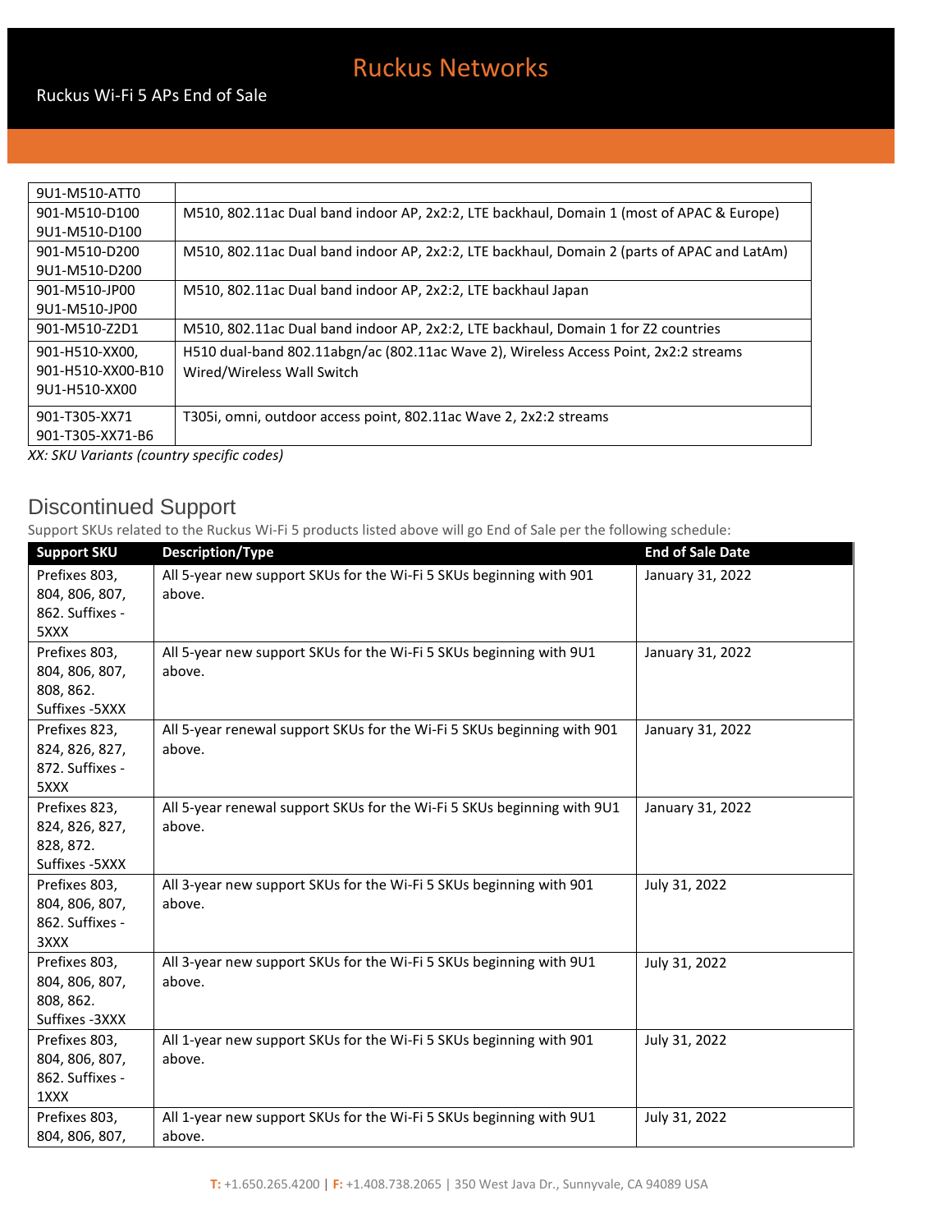| | |
|---|---|
| 9U1-M510-ATT0 | |
| 901-M510-D100<br>9U1-M510-D100 | M510, 802.11ac Dual band indoor AP, 2x2:2, LTE backhaul, Domain 1 (most of APAC & Europe) |
| 901-M510-D200<br>9U1-M510-D200 | M510, 802.11ac Dual band indoor AP, 2x2:2, LTE backhaul, Domain 2 (parts of APAC and LatAm) |
| 901-M510-JP00<br>9U1-M510-JP00 | M510, 802.11ac Dual band indoor AP, 2x2:2, LTE backhaul Japan |
| 901-M510-Z2D1 | M510, 802.11ac Dual band indoor AP, 2x2:2, LTE backhaul, Domain 1 for Z2 countries |
| 901-H510-XX00,<br>901-H510-XX00-B10<br>9U1-H510-XX00 | H510 dual-band 802.11abgn/ac (802.11ac Wave 2), Wireless Access Point, 2x2:2 streams Wired/Wireless Wall Switch |
| 901-T305-XX71<br>901-T305-XX71-B6 | T305i, omni, outdoor access point, 802.11ac Wave 2, 2x2:2 streams |

*XX: SKU Variants (country specific codes)*

## Discontinued Support

Support SKUs related to the Ruckus Wi-Fi 5 products listed above will go End of Sale per the following schedule:

| Support SKU | Description/Type | End of Sale Date |
|---|---|---|
| Prefixes 803, 804, 806, 807, 862. Suffixes -5XXX | All 5-year new support SKUs for the Wi-Fi 5 SKUs beginning with 901 above. | January 31, 2022 |
| Prefixes 803, 804, 806, 807, 808, 862. Suffixes -5XXX | All 5-year new support SKUs for the Wi-Fi 5 SKUs beginning with 9U1 above. | January 31, 2022 |
| Prefixes 823, 824, 826, 827, 872. Suffixes -5XXX | All 5-year renewal support SKUs for the Wi-Fi 5 SKUs beginning with 901 above. | January 31, 2022 |
| Prefixes 823, 824, 826, 827, 828, 872. Suffixes -5XXX | All 5-year renewal support SKUs for the Wi-Fi 5 SKUs beginning with 9U1 above. | January 31, 2022 |
| Prefixes 803, 804, 806, 807, 862. Suffixes -3XXX | All 3-year new support SKUs for the Wi-Fi 5 SKUs beginning with 901 above. | July 31, 2022 |
| Prefixes 803, 804, 806, 807, 808, 862. Suffixes -3XXX | All 3-year new support SKUs for the Wi-Fi 5 SKUs beginning with 9U1 above. | July 31, 2022 |
| Prefixes 803, 804, 806, 807, 862. Suffixes -1XXX | All 1-year new support SKUs for the Wi-Fi 5 SKUs beginning with 901 above. | July 31, 2022 |
| Prefixes 803, 804, 806, 807, | All 1-year new support SKUs for the Wi-Fi 5 SKUs beginning with 9U1 above. | July 31, 2022 |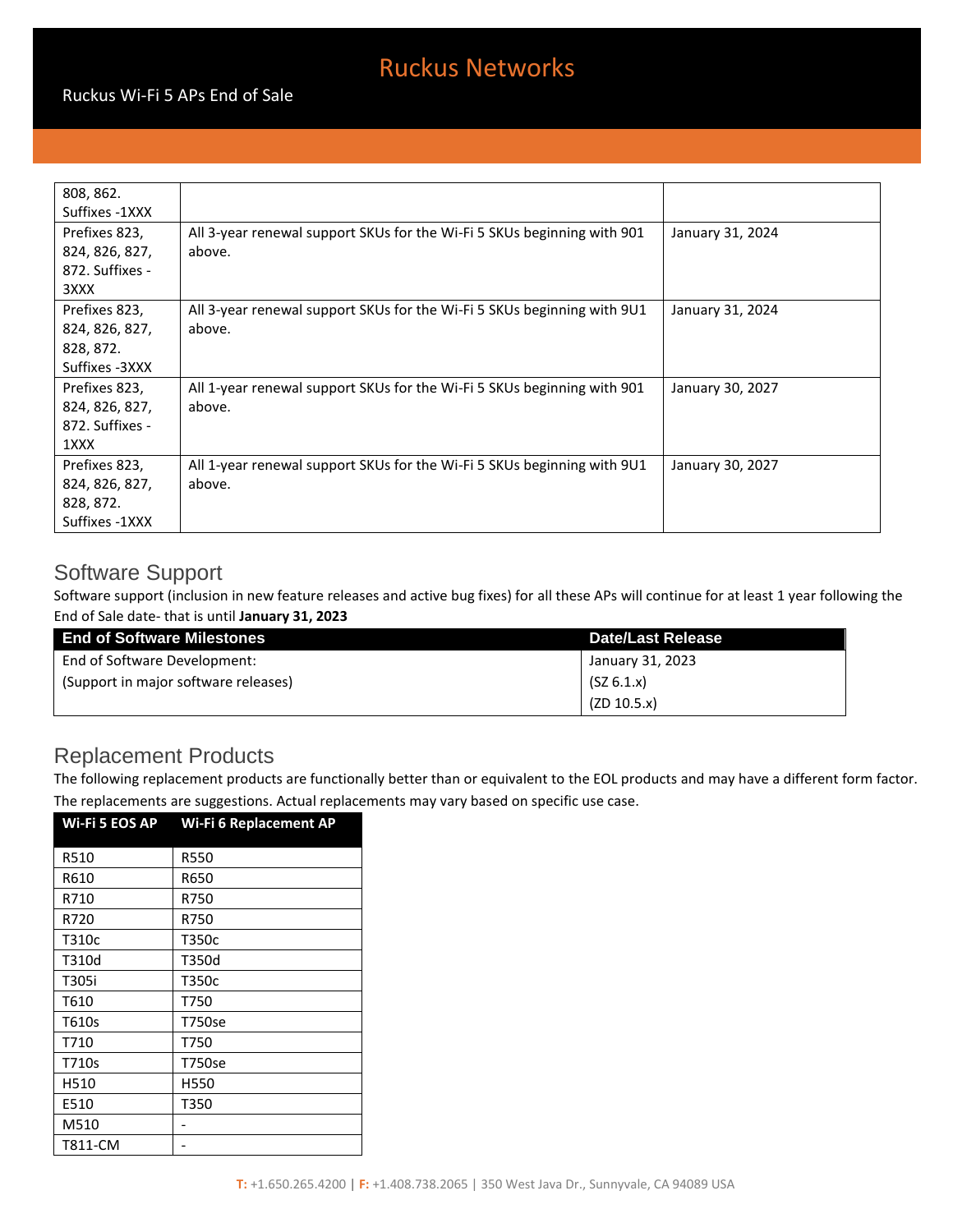| | | |
|---|---|---|
| 808, 862. Suffixes -1XXX | | |
| Prefixes 823, 824, 826, 827, 872. Suffixes -3XXX | All 3-year renewal support SKUs for the Wi-Fi 5 SKUs beginning with 901 above. | January 31, 2024 |
| Prefixes 823, 824, 826, 827, 828, 872. Suffixes -3XXX | All 3-year renewal support SKUs for the Wi-Fi 5 SKUs beginning with 9U1 above. | January 31, 2024 |
| Prefixes 823, 824, 826, 827, 872. Suffixes -1XXX | All 1-year renewal support SKUs for the Wi-Fi 5 SKUs beginning with 901 above. | January 30, 2027 |
| Prefixes 823, 824, 826, 827, 828, 872. Suffixes -1XXX | All 1-year renewal support SKUs for the Wi-Fi 5 SKUs beginning with 9U1 above. | January 30, 2027 |

## Software Support

Software support (inclusion in new feature releases and active bug fixes) for all these APs will continue for at least 1 year following the End of Sale date- that is until **January 31, 2023**

| End of Software Milestones | Date/Last Release |
|---|---|
| End of Software Development:<br>(Support in major software releases) | January 31, 2023<br>(SZ 6.1.x)<br>(ZD 10.5.x) |

## Replacement Products

The following replacement products are functionally better than or equivalent to the EOL products and may have a different form factor. The replacements are suggestions. Actual replacements may vary based on specific use case.

| Wi-Fi 5 EOS AP | Wi-Fi 6 Replacement AP |
|---|---|
| R510 | R550 |
| R610 | R650 |
| R710 | R750 |
| R720 | R750 |
| T310c | T350c |
| T310d | T350d |
| T305i | T350c |
| T610 | T750 |
| T610s | T750se |
| T710 | T750 |
| T710s | T750se |
| H510 | H550 |
| E510 | T350 |
| M510 | - |
| T811-CM | - |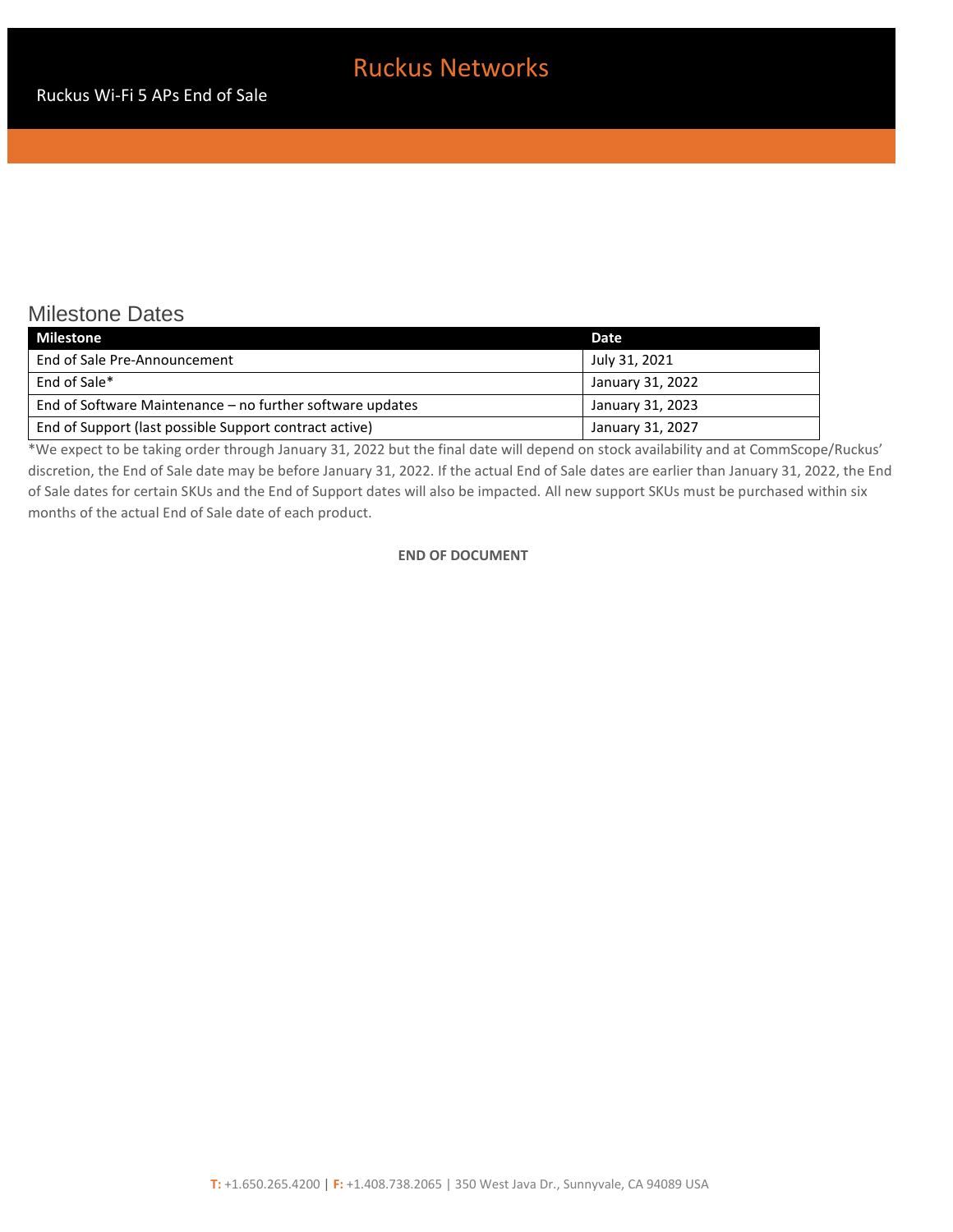## Milestone Dates

| Milestone | Date |
|---|---|
| End of Sale Pre-Announcement | July 31, 2021 |
| End of Sale* | January 31, 2022 |
| End of Software Maintenance – no further software updates | January 31, 2023 |
| End of Support (last possible Support contract active) | January 31, 2027 |

*We expect to be taking order through January 31, 2022 but the final date will depend on stock availability and at CommScope/Ruckus' discretion, the End of Sale date may be before January 31, 2022. If the actual End of Sale dates are earlier than January 31, 2022, the End of Sale dates for certain SKUs and the End of Support dates will also be impacted. All new support SKUs must be purchased within six months of the actual End of Sale date of each product.

**END OF DOCUMENT**